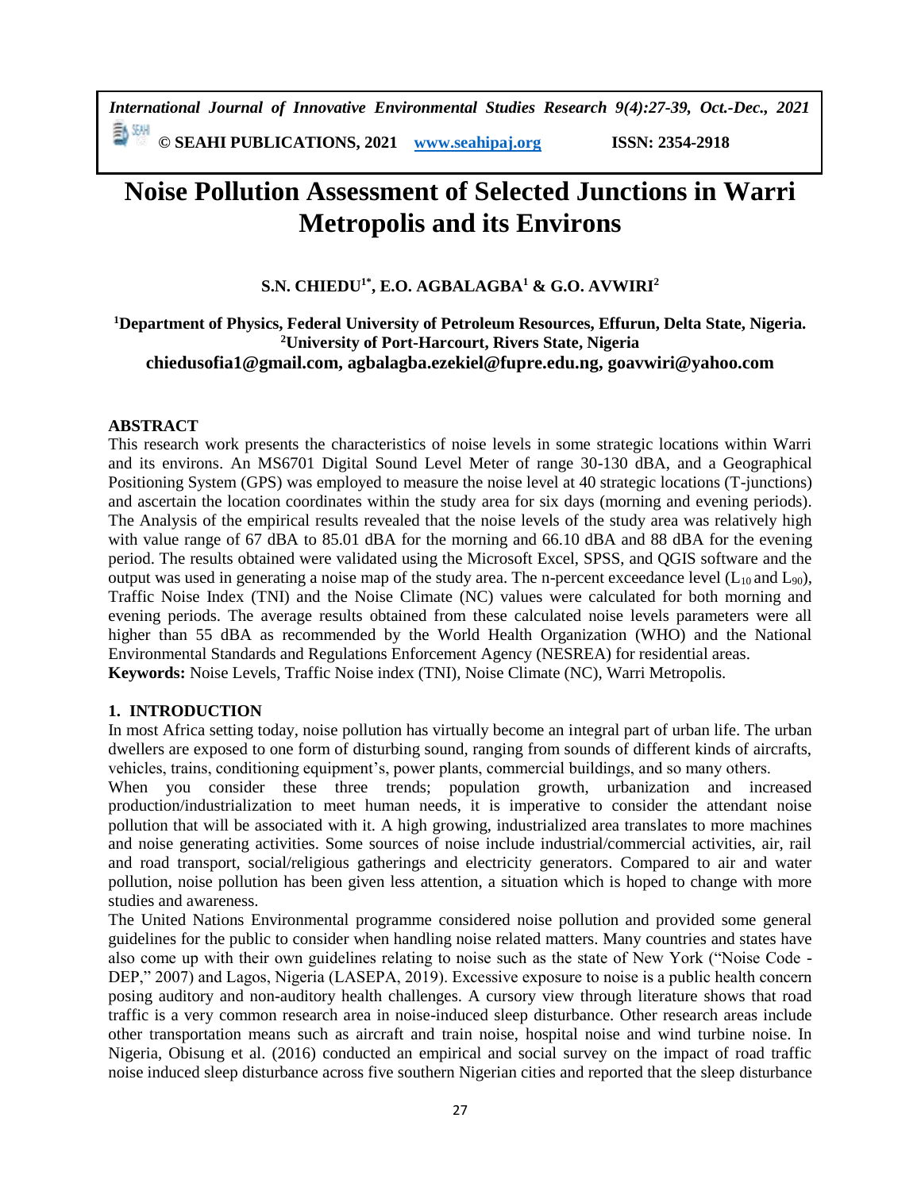# Noise Pollution Assessment of Selected Junctions in Warri Metropolis and its Environs

**S.N. CHIEDU[1*], E.O. AGBALAGBA[1] & G.O. AVWIRI[2]**

**[1]Department of Physics, Federal University of Petroleum Resources, Effurun, Delta State, Nigeria.**
**[2]University of Port-Harcourt, Rivers State, Nigeria**
**chiedusofia1@gmail.com, agbalagba.ezekiel@fupre.edu.ng, goavwiri@yahoo.com**

## ABSTRACT

This research work presents the characteristics of noise levels in some strategic locations within Warri and its environs. An MS6701 Digital Sound Level Meter of range 30-130 dBA, and a Geographical Positioning System (GPS) was employed to measure the noise level at 40 strategic locations (T-junctions) and ascertain the location coordinates within the study area for six days (morning and evening periods). The Analysis of the empirical results revealed that the noise levels of the study area was relatively high with value range of 67 dBA to 85.01 dBA for the morning and 66.10 dBA and 88 dBA for the evening period. The results obtained were validated using the Microsoft Excel, SPSS, and QGIS software and the output was used in generating a noise map of the study area. The n-percent exceedance level ($L_{10}$ and $L_{90}$), Traffic Noise Index (TNI) and the Noise Climate (NC) values were calculated for both morning and evening periods. The average results obtained from these calculated noise levels parameters were all higher than 55 dBA as recommended by the World Health Organization (WHO) and the National Environmental Standards and Regulations Enforcement Agency (NESREA) for residential areas.

**Keywords:** Noise Levels, Traffic Noise index (TNI), Noise Climate (NC), Warri Metropolis.

## 1. INTRODUCTION

In most Africa setting today, noise pollution has virtually become an integral part of urban life. The urban dwellers are exposed to one form of disturbing sound, ranging from sounds of different kinds of aircrafts, vehicles, trains, conditioning equipment's, power plants, commercial buildings, and so many others.

When you consider these three trends; population growth, urbanization and increased production/industrialization to meet human needs, it is imperative to consider the attendant noise pollution that will be associated with it. A high growing, industrialized area translates to more machines and noise generating activities. Some sources of noise include industrial/commercial activities, air, rail and road transport, social/religious gatherings and electricity generators. Compared to air and water pollution, noise pollution has been given less attention, a situation which is hoped to change with more studies and awareness.

The United Nations Environmental programme considered noise pollution and provided some general guidelines for the public to consider when handling noise related matters. Many countries and states have also come up with their own guidelines relating to noise such as the state of New York ("Noise Code - DEP," 2007) and Lagos, Nigeria (LASEPA, 2019). Excessive exposure to noise is a public health concern posing auditory and non-auditory health challenges. A cursory view through literature shows that road traffic is a very common research area in noise-induced sleep disturbance. Other research areas include other transportation means such as aircraft and train noise, hospital noise and wind turbine noise. In Nigeria, Obisung et al. (2016) conducted an empirical and social survey on the impact of road traffic noise induced sleep disturbance across five southern Nigerian cities and reported that the sleep disturbance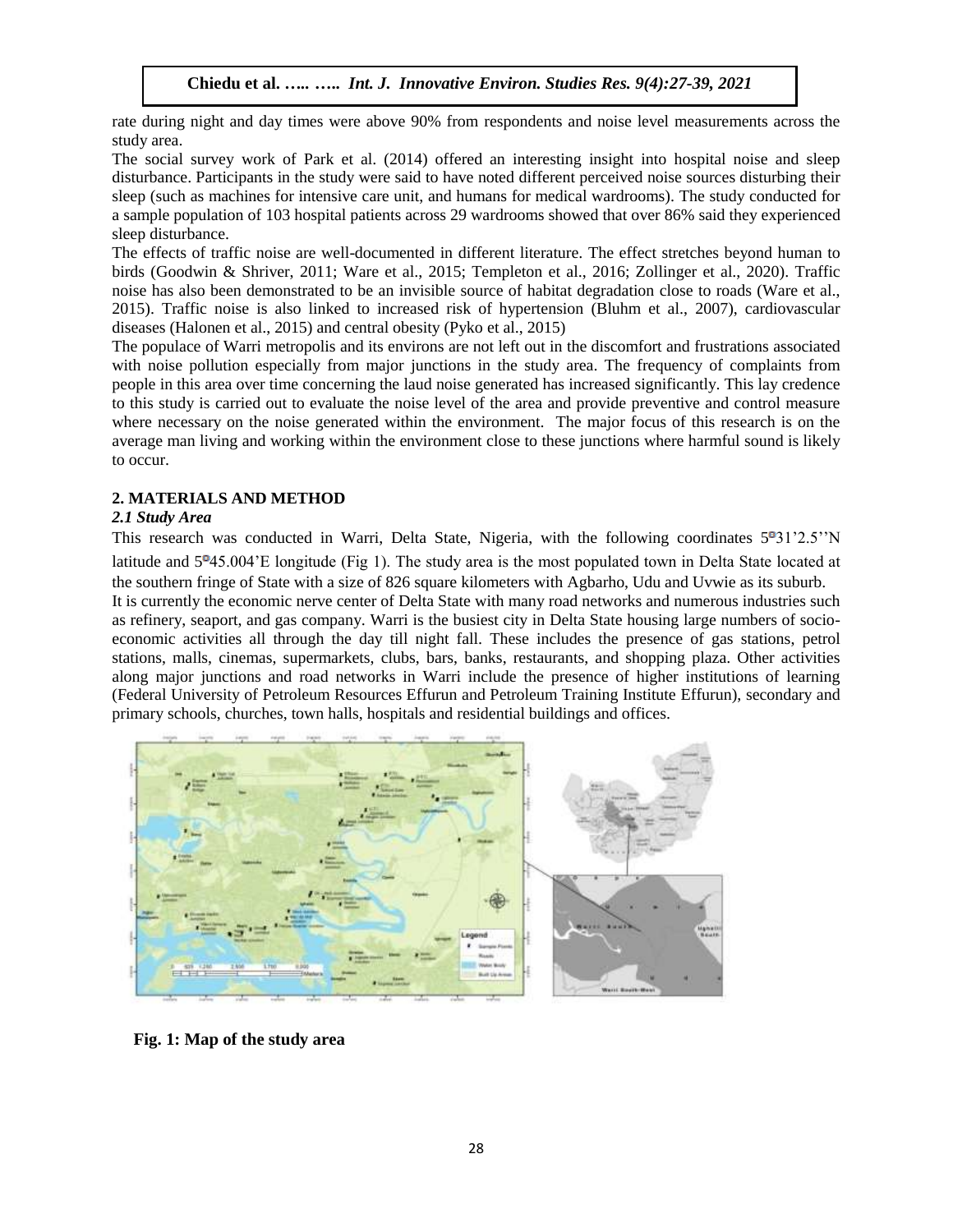rate during night and day times were above 90% from respondents and noise level measurements across the study area.

The social survey work of Park et al. (2014) offered an interesting insight into hospital noise and sleep disturbance. Participants in the study were said to have noted different perceived noise sources disturbing their sleep (such as machines for intensive care unit, and humans for medical wardrooms). The study conducted for a sample population of 103 hospital patients across 29 wardrooms showed that over 86% said they experienced sleep disturbance.

The effects of traffic noise are well-documented in different literature. The effect stretches beyond human to birds (Goodwin & Shriver, 2011; Ware et al., 2015; Templeton et al., 2016; Zollinger et al., 2020). Traffic noise has also been demonstrated to be an invisible source of habitat degradation close to roads (Ware et al., 2015). Traffic noise is also linked to increased risk of hypertension (Bluhm et al., 2007), cardiovascular diseases (Halonen et al., 2015) and central obesity (Pyko et al., 2015)

The populace of Warri metropolis and its environs are not left out in the discomfort and frustrations associated with noise pollution especially from major junctions in the study area. The frequency of complaints from people in this area over time concerning the laud noise generated has increased significantly. This lay credence to this study is carried out to evaluate the noise level of the area and provide preventive and control measure where necessary on the noise generated within the environment. The major focus of this research is on the average man living and working within the environment close to these junctions where harmful sound is likely to occur.

## 2. MATERIALS AND METHOD

### *2.1 Study Area*

This research was conducted in Warri, Delta State, Nigeria, with the following coordinates 5°31'2.5''N latitude and 5°45.004'E longitude (Fig 1). The study area is the most populated town in Delta State located at the southern fringe of State with a size of 826 square kilometers with Agbarho, Udu and Uvwie as its suburb.

It is currently the economic nerve center of Delta State with many road networks and numerous industries such as refinery, seaport, and gas company. Warri is the busiest city in Delta State housing large numbers of socio-economic activities all through the day till night fall. These includes the presence of gas stations, petrol stations, malls, cinemas, supermarkets, clubs, bars, banks, restaurants, and shopping plaza. Other activities along major junctions and road networks in Warri include the presence of higher institutions of learning (Federal University of Petroleum Resources Effurun and Petroleum Training Institute Effurun), secondary and primary schools, churches, town halls, hospitals and residential buildings and offices.

**Fig. 1: Map of the study area**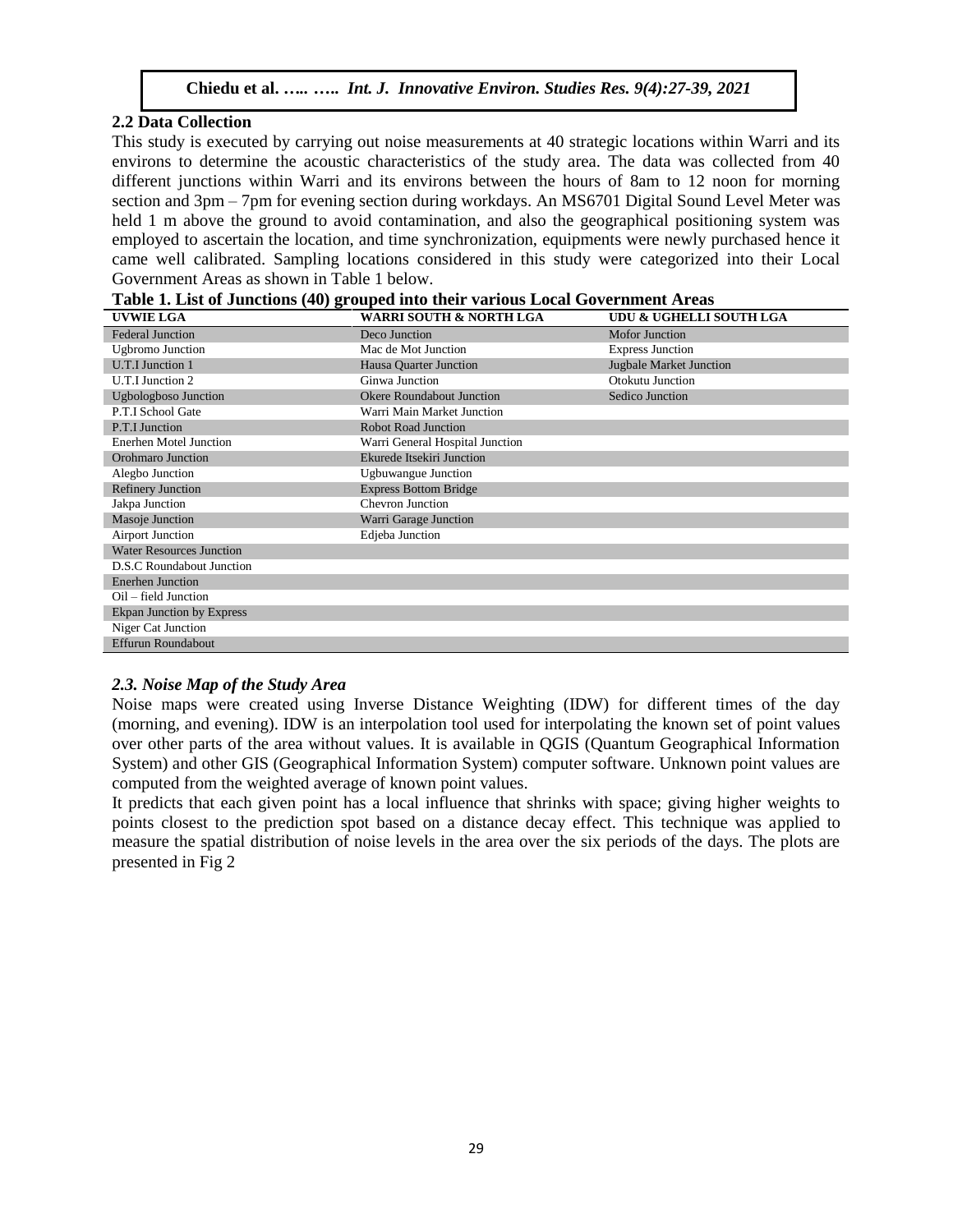### 2.2 Data Collection

This study is executed by carrying out noise measurements at 40 strategic locations within Warri and its environs to determine the acoustic characteristics of the study area. The data was collected from 40 different junctions within Warri and its environs between the hours of 8am to 12 noon for morning section and 3pm – 7pm for evening section during workdays. An MS6701 Digital Sound Level Meter was held 1 m above the ground to avoid contamination, and also the geographical positioning system was employed to ascertain the location, and time synchronization, equipments were newly purchased hence it came well calibrated. Sampling locations considered in this study were categorized into their Local Government Areas as shown in Table 1 below.

**Table 1. List of Junctions (40) grouped into their various Local Government Areas**

| UVWIE LGA | WARRI SOUTH & NORTH LGA | UDU & UGHELLI SOUTH LGA |
|---|---|---|
| Federal Junction | Deco Junction | Mofor Junction |
| Ugbromo Junction | Mac de Mot Junction | Express Junction |
| U.T.I Junction 1 | Hausa Quarter Junction | Jugbale Market Junction |
| U.T.I Junction 2 | Ginwa Junction | Otokutu Junction |
| Ugbologboso Junction | Okere Roundabout Junction | Sedico Junction |
| P.T.I School Gate | Warri Main Market Junction | |
| P.T.I Junction | Robot Road Junction | |
| Enerhen Motel Junction | Warri General Hospital Junction | |
| Orohmaro Junction | Ekurede Itsekiri Junction | |
| Alegbo Junction | Ugbuwangue Junction | |
| Refinery Junction | Express Bottom Bridge | |
| Jakpa Junction | Chevron Junction | |
| Masoje Junction | Warri Garage Junction | |
| Airport Junction | Edjeba Junction | |
| Water Resources Junction | | |
| D.S.C Roundabout Junction | | |
| Enerhen Junction | | |
| Oil – field Junction | | |
| Ekpan Junction by Express | | |
| Niger Cat Junction | | |
| Effurun Roundabout | | |

### *2.3. Noise Map of the Study Area*

Noise maps were created using Inverse Distance Weighting (IDW) for different times of the day (morning, and evening). IDW is an interpolation tool used for interpolating the known set of point values over other parts of the area without values. It is available in QGIS (Quantum Geographical Information System) and other GIS (Geographical Information System) computer software. Unknown point values are computed from the weighted average of known point values.

It predicts that each given point has a local influence that shrinks with space; giving higher weights to points closest to the prediction spot based on a distance decay effect. This technique was applied to measure the spatial distribution of noise levels in the area over the six periods of the days. The plots are presented in Fig 2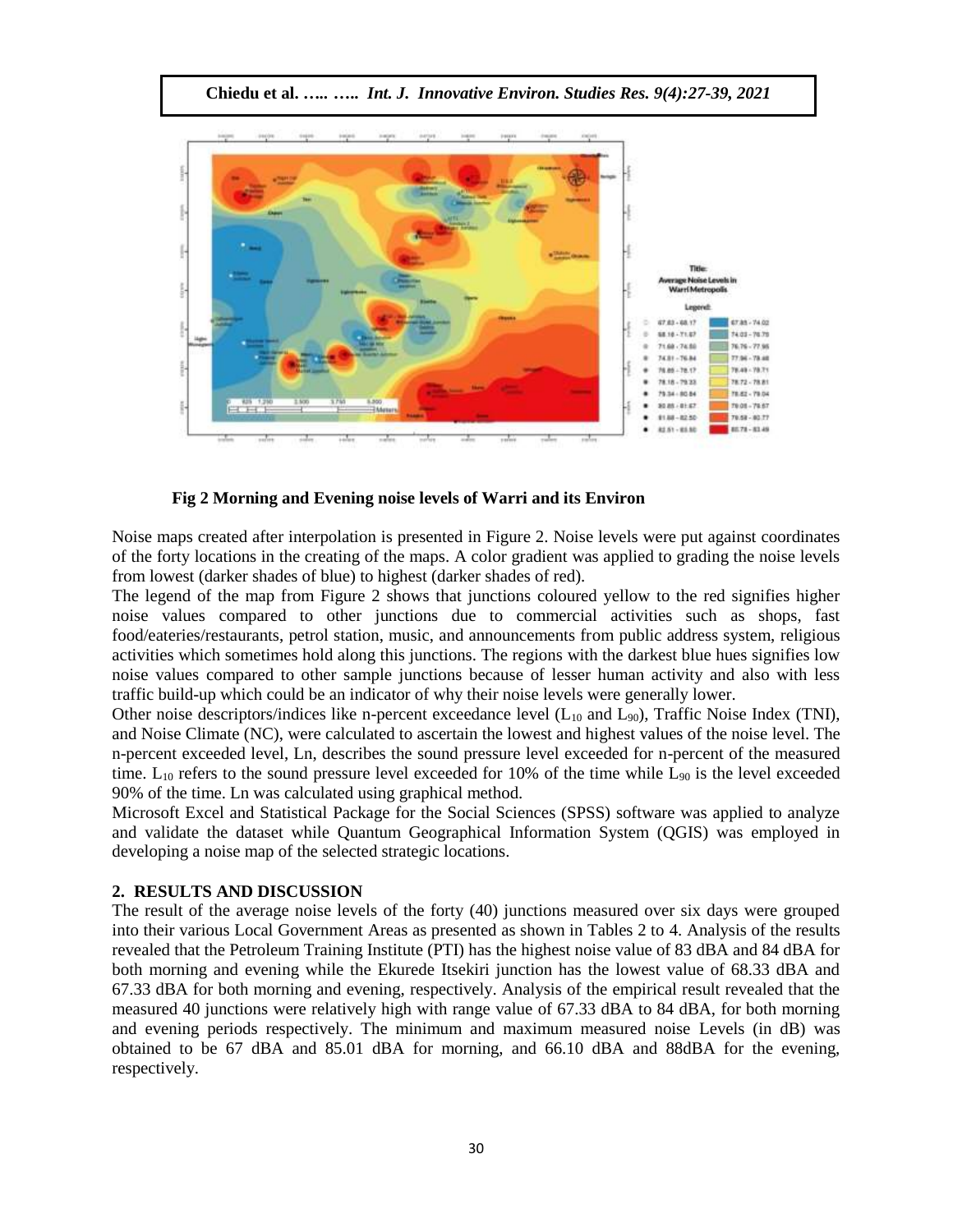**Fig 2 Morning and Evening noise levels of Warri and its Environ**

Noise maps created after interpolation is presented in Figure 2. Noise levels were put against coordinates of the forty locations in the creating of the maps. A color gradient was applied to grading the noise levels from lowest (darker shades of blue) to highest (darker shades of red).

The legend of the map from Figure 2 shows that junctions coloured yellow to the red signifies higher noise values compared to other junctions due to commercial activities such as shops, fast food/eateries/restaurants, petrol station, music, and announcements from public address system, religious activities which sometimes hold along this junctions. The regions with the darkest blue hues signifies low noise values compared to other sample junctions because of lesser human activity and also with less traffic build-up which could be an indicator of why their noise levels were generally lower.

Other noise descriptors/indices like n-percent exceedance level ($L_{10}$ and $L_{90}$), Traffic Noise Index (TNI), and Noise Climate (NC), were calculated to ascertain the lowest and highest values of the noise level. The n-percent exceeded level, Ln, describes the sound pressure level exceeded for n-percent of the measured time. $L_{10}$ refers to the sound pressure level exceeded for 10% of the time while $L_{90}$ is the level exceeded 90% of the time. Ln was calculated using graphical method.

Microsoft Excel and Statistical Package for the Social Sciences (SPSS) software was applied to analyze and validate the dataset while Quantum Geographical Information System (QGIS) was employed in developing a noise map of the selected strategic locations.

## 2. RESULTS AND DISCUSSION

The result of the average noise levels of the forty (40) junctions measured over six days were grouped into their various Local Government Areas as presented as shown in Tables 2 to 4. Analysis of the results revealed that the Petroleum Training Institute (PTI) has the highest noise value of 83 dBA and 84 dBA for both morning and evening while the Ekurede Itsekiri junction has the lowest value of 68.33 dBA and 67.33 dBA for both morning and evening, respectively. Analysis of the empirical result revealed that the measured 40 junctions were relatively high with range value of 67.33 dBA to 84 dBA, for both morning and evening periods respectively. The minimum and maximum measured noise Levels (in dB) was obtained to be 67 dBA and 85.01 dBA for morning, and 66.10 dBA and 88dBA for the evening, respectively.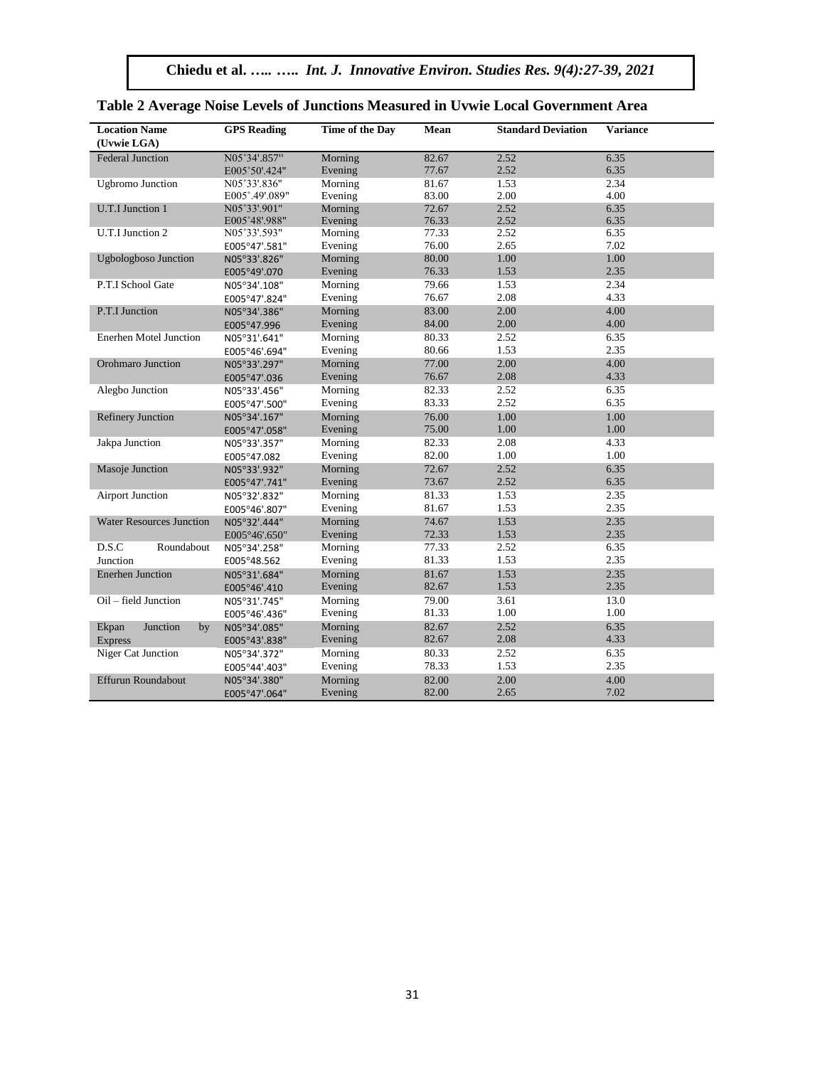**Table 2 Average Noise Levels of Junctions Measured in Uvwie Local Government Area**

| Location Name (Uvwie LGA) | GPS Reading | Time of the Day | Mean | Standard Deviation | Variance |
|---|---|---|---|---|---|
| Federal Junction | N05˚34'.857" | Morning | 82.67 | 2.52 | 6.35 |
| | E005˚50'.424" | Evening | 77.67 | 2.52 | 6.35 |
| Ugbromo Junction | N05˚33'.836" | Morning | 81.67 | 1.53 | 2.34 |
| | E005˚.49'.089" | Evening | 83.00 | 2.00 | 4.00 |
| U.T.I Junction 1 | N05˚33'.901" | Morning | 72.67 | 2.52 | 6.35 |
| | E005˚48'.988" | Evening | 76.33 | 2.52 | 6.35 |
| U.T.I Junction 2 | N05˚33'.593" | Morning | 77.33 | 2.52 | 6.35 |
| | E005°47'.581" | Evening | 76.00 | 2.65 | 7.02 |
| Ugbologboso Junction | N05°33'.826" | Morning | 80.00 | 1.00 | 1.00 |
| | E005°49'.070 | Evening | 76.33 | 1.53 | 2.35 |
| P.T.I School Gate | N05°34'.108" | Morning | 79.66 | 1.53 | 2.34 |
| | E005°47'.824" | Evening | 76.67 | 2.08 | 4.33 |
| P.T.I Junction | N05°34'.386" | Morning | 83.00 | 2.00 | 4.00 |
| | E005°47.996 | Evening | 84.00 | 2.00 | 4.00 |
| Enerhen Motel Junction | N05°31'.641" | Morning | 80.33 | 2.52 | 6.35 |
| | E005°46'.694" | Evening | 80.66 | 1.53 | 2.35 |
| Orohmaro Junction | N05°33'.297" | Morning | 77.00 | 2.00 | 4.00 |
| | E005°47'.036 | Evening | 76.67 | 2.08 | 4.33 |
| Alegbo Junction | N05°33'.456" | Morning | 82.33 | 2.52 | 6.35 |
| | E005°47'.500" | Evening | 83.33 | 2.52 | 6.35 |
| Refinery Junction | N05°34'.167" | Morning | 76.00 | 1.00 | 1.00 |
| | E005°47'.058" | Evening | 75.00 | 1.00 | 1.00 |
| Jakpa Junction | N05°33'.357" | Morning | 82.33 | 2.08 | 4.33 |
| | E005°47.082 | Evening | 82.00 | 1.00 | 1.00 |
| Masoje Junction | N05°33'.932" | Morning | 72.67 | 2.52 | 6.35 |
| | E005°47'.741" | Evening | 73.67 | 2.52 | 6.35 |
| Airport Junction | N05°32'.832" | Morning | 81.33 | 1.53 | 2.35 |
| | E005°46'.807" | Evening | 81.67 | 1.53 | 2.35 |
| Water Resources Junction | N05°32'.444" | Morning | 74.67 | 1.53 | 2.35 |
| | E005°46'.650" | Evening | 72.33 | 1.53 | 2.35 |
| D.S.C Roundabout Junction | N05°34'.258" | Morning | 77.33 | 2.52 | 6.35 |
| | E005°48.562 | Evening | 81.33 | 1.53 | 2.35 |
| Enerhen Junction | N05°31'.684" | Morning | 81.67 | 1.53 | 2.35 |
| | E005°46'.410 | Evening | 82.67 | 1.53 | 2.35 |
| Oil – field Junction | N05°31'.745" | Morning | 79.00 | 3.61 | 13.0 |
| | E005°46'.436" | Evening | 81.33 | 1.00 | 1.00 |
| Ekpan Junction by Express | N05°34'.085" | Morning | 82.67 | 2.52 | 6.35 |
| | E005°43'.838" | Evening | 82.67 | 2.08 | 4.33 |
| Niger Cat Junction | N05°34'.372" | Morning | 80.33 | 2.52 | 6.35 |
| | E005°44'.403" | Evening | 78.33 | 1.53 | 2.35 |
| Effurun Roundabout | N05°34'.380" | Morning | 82.00 | 2.00 | 4.00 |
| | E005°47'.064" | Evening | 82.00 | 2.65 | 7.02 |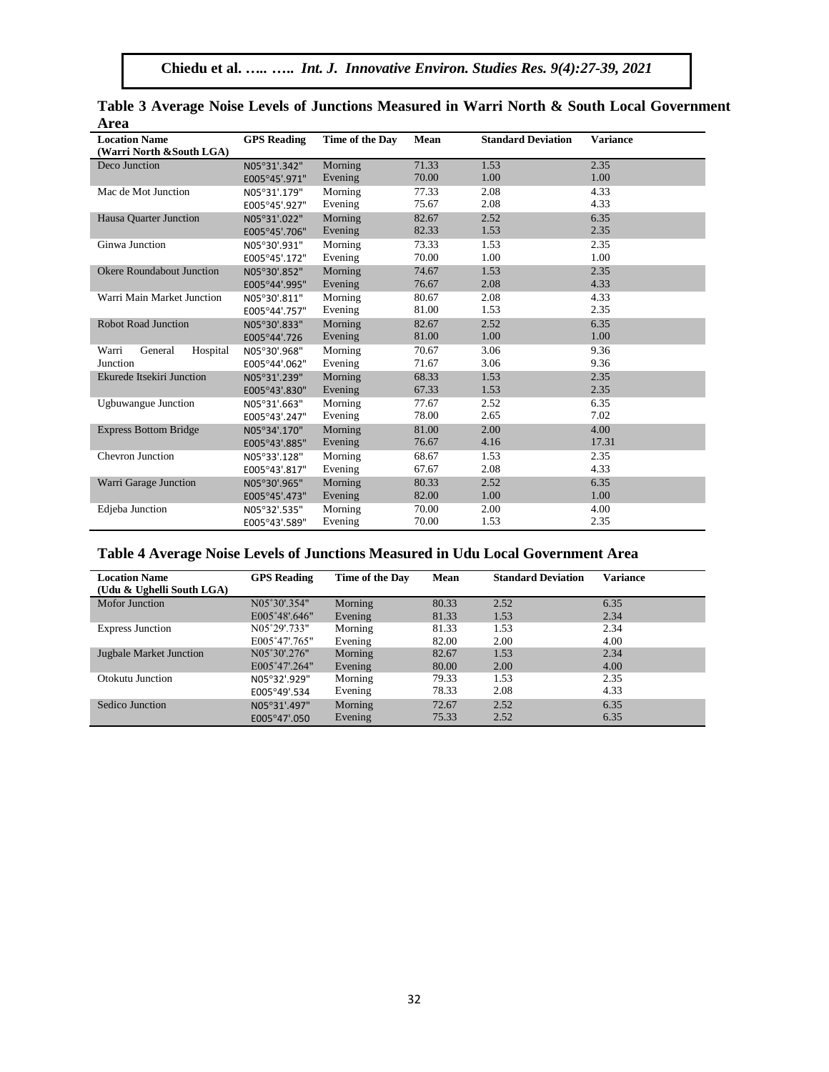**Table 3 Average Noise Levels of Junctions Measured in Warri North & South Local Government Area**

| Location Name (Warri North &South LGA) | GPS Reading | Time of the Day | Mean | Standard Deviation | Variance |
|---|---|---|---|---|---|
| Deco Junction | N05°31'.342" | Morning | 71.33 | 1.53 | 2.35 |
| | E005°45'.971" | Evening | 70.00 | 1.00 | 1.00 |
| Mac de Mot Junction | N05°31'.179" | Morning | 77.33 | 2.08 | 4.33 |
| | E005°45'.927" | Evening | 75.67 | 2.08 | 4.33 |
| Hausa Quarter Junction | N05°31'.022" | Morning | 82.67 | 2.52 | 6.35 |
| | E005°45'.706" | Evening | 82.33 | 1.53 | 2.35 |
| Ginwa Junction | N05°30'.931" | Morning | 73.33 | 1.53 | 2.35 |
| | E005°45'.172" | Evening | 70.00 | 1.00 | 1.00 |
| Okere Roundabout Junction | N05°30'.852" | Morning | 74.67 | 1.53 | 2.35 |
| | E005°44'.995" | Evening | 76.67 | 2.08 | 4.33 |
| Warri Main Market Junction | N05°30'.811" | Morning | 80.67 | 2.08 | 4.33 |
| | E005°44'.757" | Evening | 81.00 | 1.53 | 2.35 |
| Robot Road Junction | N05°30'.833" | Morning | 82.67 | 2.52 | 6.35 |
| | E005°44'.726 | Evening | 81.00 | 1.00 | 1.00 |
| Warri General Hospital Junction | N05°30'.968" | Morning | 70.67 | 3.06 | 9.36 |
| | E005°44'.062" | Evening | 71.67 | 3.06 | 9.36 |
| Ekurede Itsekiri Junction | N05°31'.239" | Morning | 68.33 | 1.53 | 2.35 |
| | E005°43'.830" | Evening | 67.33 | 1.53 | 2.35 |
| Ugbuwangue Junction | N05°31'.663" | Morning | 77.67 | 2.52 | 6.35 |
| | E005°43'.247" | Evening | 78.00 | 2.65 | 7.02 |
| Express Bottom Bridge | N05°34'.170" | Morning | 81.00 | 2.00 | 4.00 |
| | E005°43'.885" | Evening | 76.67 | 4.16 | 17.31 |
| Chevron Junction | N05°33'.128" | Morning | 68.67 | 1.53 | 2.35 |
| | E005°43'.817" | Evening | 67.67 | 2.08 | 4.33 |
| Warri Garage Junction | N05°30'.965" | Morning | 80.33 | 2.52 | 6.35 |
| | E005°45'.473" | Evening | 82.00 | 1.00 | 1.00 |
| Edjeba Junction | N05°32'.535" | Morning | 70.00 | 2.00 | 4.00 |
| | E005°43'.589" | Evening | 70.00 | 1.53 | 2.35 |

**Table 4 Average Noise Levels of Junctions Measured in Udu Local Government Area**

| Location Name (Udu & Ughelli South LGA) | GPS Reading | Time of the Day | Mean | Standard Deviation | Variance |
|---|---|---|---|---|---|
| Mofor Junction | N05˚30'.354" | Morning | 80.33 | 2.52 | 6.35 |
| | E005˚48'.646" | Evening | 81.33 | 1.53 | 2.34 |
| Express Junction | N05˚29'.733" | Morning | 81.33 | 1.53 | 2.34 |
| | E005˚47'.765" | Evening | 82.00 | 2.00 | 4.00 |
| Jugbale Market Junction | N05˚30'.276" | Morning | 82.67 | 1.53 | 2.34 |
| | E005˚47'.264" | Evening | 80.00 | 2.00 | 4.00 |
| Otokutu Junction | N05°32'.929" | Morning | 79.33 | 1.53 | 2.35 |
| | E005°49'.534 | Evening | 78.33 | 2.08 | 4.33 |
| Sedico Junction | N05°31'.497" | Morning | 72.67 | 2.52 | 6.35 |
| | E005°47'.050 | Evening | 75.33 | 2.52 | 6.35 |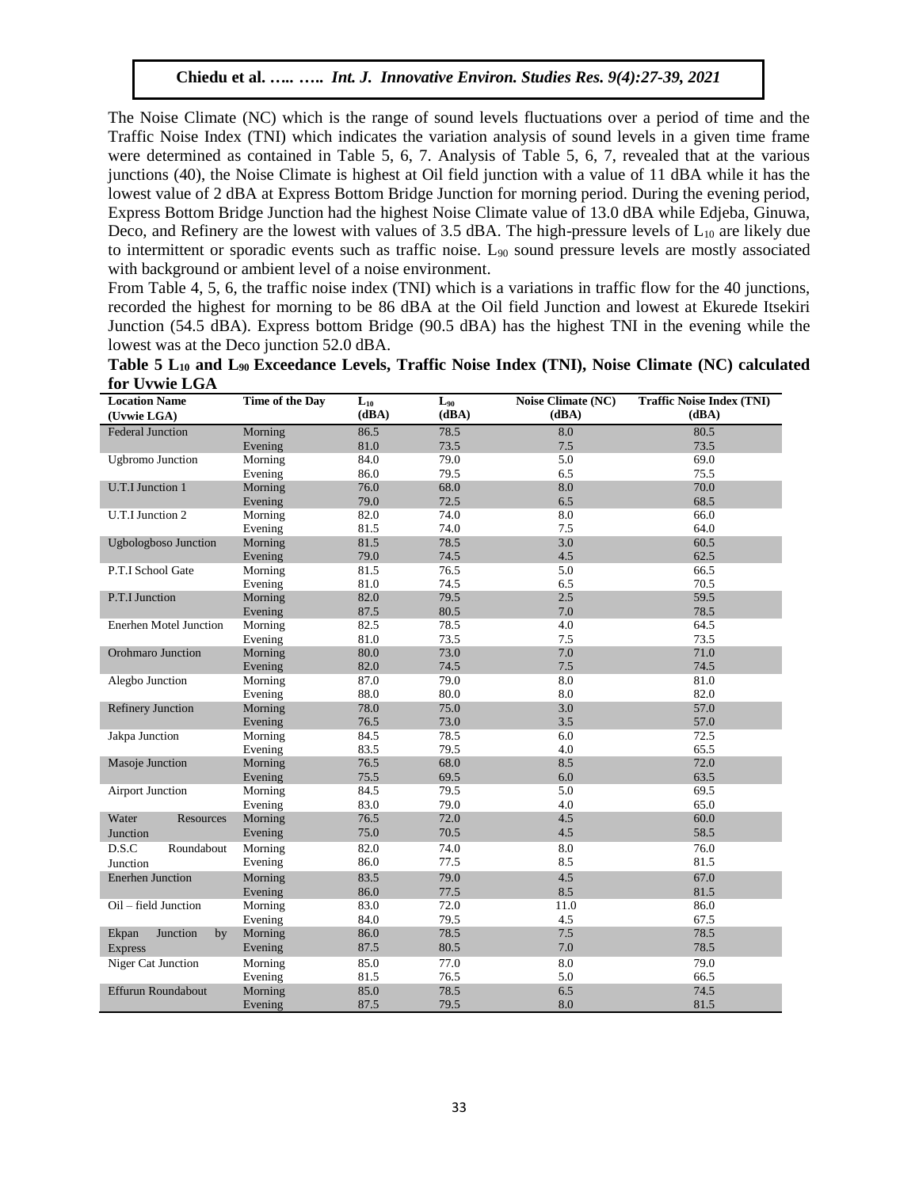The Noise Climate (NC) which is the range of sound levels fluctuations over a period of time and the Traffic Noise Index (TNI) which indicates the variation analysis of sound levels in a given time frame were determined as contained in Table 5, 6, 7. Analysis of Table 5, 6, 7, revealed that at the various junctions (40), the Noise Climate is highest at Oil field junction with a value of 11 dBA while it has the lowest value of 2 dBA at Express Bottom Bridge Junction for morning period. During the evening period, Express Bottom Bridge Junction had the highest Noise Climate value of 13.0 dBA while Edjeba, Ginuwa, Deco, and Refinery are the lowest with values of 3.5 dBA. The high-pressure levels of $L_{10}$ are likely due to intermittent or sporadic events such as traffic noise. $L_{90}$ sound pressure levels are mostly associated with background or ambient level of a noise environment.

From Table 4, 5, 6, the traffic noise index (TNI) which is a variations in traffic flow for the 40 junctions, recorded the highest for morning to be 86 dBA at the Oil field Junction and lowest at Ekurede Itsekiri Junction (54.5 dBA). Express bottom Bridge (90.5 dBA) has the highest TNI in the evening while the lowest was at the Deco junction 52.0 dBA.

**Table 5 $L_{10}$ and $L_{90}$ Exceedance Levels, Traffic Noise Index (TNI), Noise Climate (NC) calculated for Uvwie LGA**

| Location Name (Uvwie LGA) | Time of the Day | $L_{10}$ (dBA) | $L_{90}$ (dBA) | Noise Climate (NC) (dBA) | Traffic Noise Index (TNI) (dBA) |
|---|---|---|---|---|---|
| Federal Junction | Morning | 86.5 | 78.5 | 8.0 | 80.5 |
| | Evening | 81.0 | 73.5 | 7.5 | 73.5 |
| Ugbromo Junction | Morning | 84.0 | 79.0 | 5.0 | 69.0 |
| | Evening | 86.0 | 79.5 | 6.5 | 75.5 |
| U.T.I Junction 1 | Morning | 76.0 | 68.0 | 8.0 | 70.0 |
| | Evening | 79.0 | 72.5 | 6.5 | 68.5 |
| U.T.I Junction 2 | Morning | 82.0 | 74.0 | 8.0 | 66.0 |
| | Evening | 81.5 | 74.0 | 7.5 | 64.0 |
| Ugbologboso Junction | Morning | 81.5 | 78.5 | 3.0 | 60.5 |
| | Evening | 79.0 | 74.5 | 4.5 | 62.5 |
| P.T.I School Gate | Morning | 81.5 | 76.5 | 5.0 | 66.5 |
| | Evening | 81.0 | 74.5 | 6.5 | 70.5 |
| P.T.I Junction | Morning | 82.0 | 79.5 | 2.5 | 59.5 |
| | Evening | 87.5 | 80.5 | 7.0 | 78.5 |
| Enerhen Motel Junction | Morning | 82.5 | 78.5 | 4.0 | 64.5 |
| | Evening | 81.0 | 73.5 | 7.5 | 73.5 |
| Orohmaro Junction | Morning | 80.0 | 73.0 | 7.0 | 71.0 |
| | Evening | 82.0 | 74.5 | 7.5 | 74.5 |
| Alegbo Junction | Morning | 87.0 | 79.0 | 8.0 | 81.0 |
| | Evening | 88.0 | 80.0 | 8.0 | 82.0 |
| Refinery Junction | Morning | 78.0 | 75.0 | 3.0 | 57.0 |
| | Evening | 76.5 | 73.0 | 3.5 | 57.0 |
| Jakpa Junction | Morning | 84.5 | 78.5 | 6.0 | 72.5 |
| | Evening | 83.5 | 79.5 | 4.0 | 65.5 |
| Masoje Junction | Morning | 76.5 | 68.0 | 8.5 | 72.0 |
| | Evening | 75.5 | 69.5 | 6.0 | 63.5 |
| Airport Junction | Morning | 84.5 | 79.5 | 5.0 | 69.5 |
| | Evening | 83.0 | 79.0 | 4.0 | 65.0 |
| Water Resources Junction | Morning | 76.5 | 72.0 | 4.5 | 60.0 |
| | Evening | 75.0 | 70.5 | 4.5 | 58.5 |
| D.S.C Roundabout Junction | Morning | 82.0 | 74.0 | 8.0 | 76.0 |
| | Evening | 86.0 | 77.5 | 8.5 | 81.5 |
| Enerhen Junction | Morning | 83.5 | 79.0 | 4.5 | 67.0 |
| | Evening | 86.0 | 77.5 | 8.5 | 81.5 |
| Oil – field Junction | Morning | 83.0 | 72.0 | 11.0 | 86.0 |
| | Evening | 84.0 | 79.5 | 4.5 | 67.5 |
| Ekpan Junction by Express | Morning | 86.0 | 78.5 | 7.5 | 78.5 |
| | Evening | 87.5 | 80.5 | 7.0 | 78.5 |
| Niger Cat Junction | Morning | 85.0 | 77.0 | 8.0 | 79.0 |
| | Evening | 81.5 | 76.5 | 5.0 | 66.5 |
| Effurun Roundabout | Morning | 85.0 | 78.5 | 6.5 | 74.5 |
| | Evening | 87.5 | 79.5 | 8.0 | 81.5 |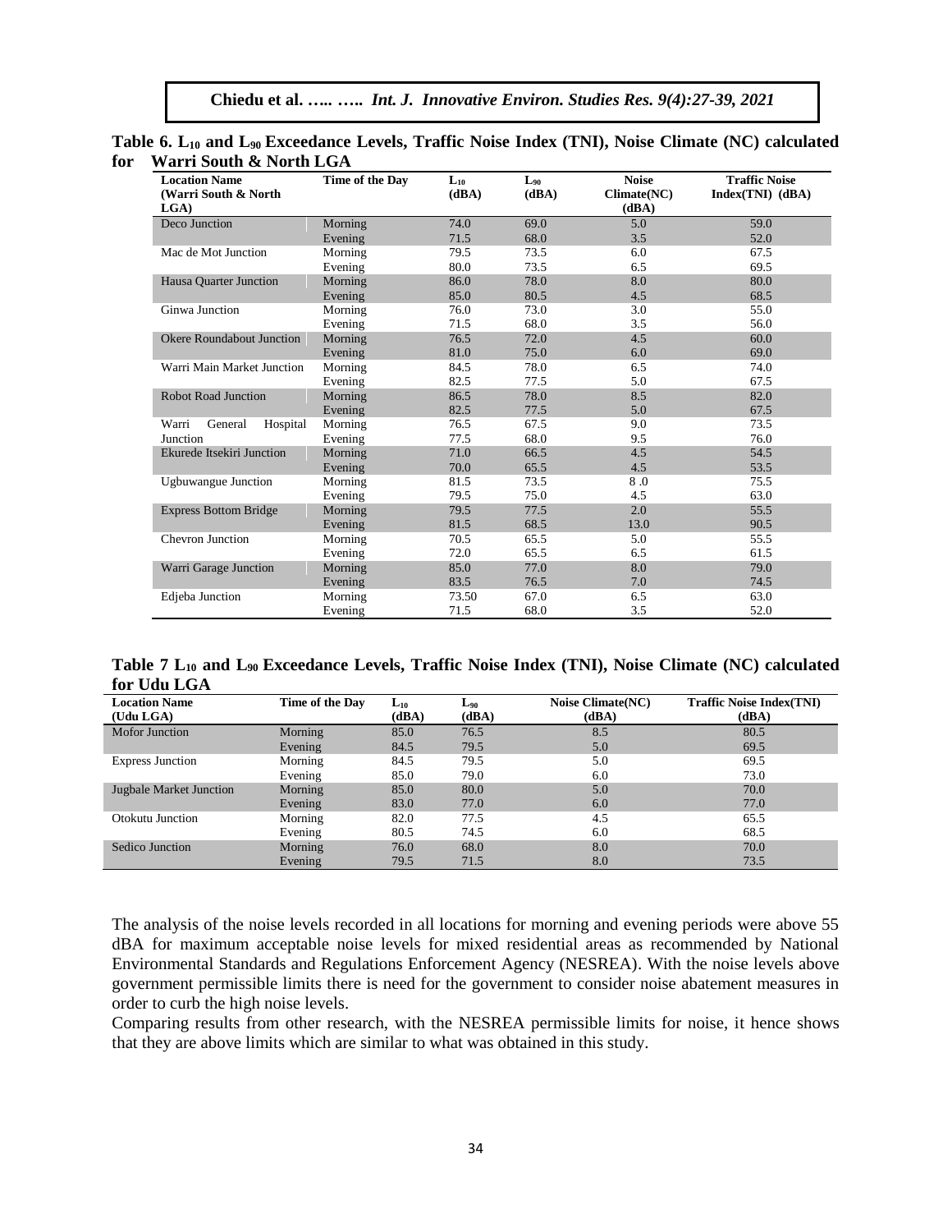**Table 6. $L_{10}$ and $L_{90}$ Exceedance Levels, Traffic Noise Index (TNI), Noise Climate (NC) calculated for Warri South & North LGA**

| Location Name (Warri South & North LGA) | Time of the Day | $L_{10}$ (dBA) | $L_{90}$ (dBA) | Noise Climate(NC) (dBA) | Traffic Noise Index(TNI) (dBA) |
|---|---|---|---|---|---|
| Deco Junction | Morning | 74.0 | 69.0 | 5.0 | 59.0 |
| | Evening | 71.5 | 68.0 | 3.5 | 52.0 |
| Mac de Mot Junction | Morning | 79.5 | 73.5 | 6.0 | 67.5 |
| | Evening | 80.0 | 73.5 | 6.5 | 69.5 |
| Hausa Quarter Junction | Morning | 86.0 | 78.0 | 8.0 | 80.0 |
| | Evening | 85.0 | 80.5 | 4.5 | 68.5 |
| Ginwa Junction | Morning | 76.0 | 73.0 | 3.0 | 55.0 |
| | Evening | 71.5 | 68.0 | 3.5 | 56.0 |
| Okere Roundabout Junction | Morning | 76.5 | 72.0 | 4.5 | 60.0 |
| | Evening | 81.0 | 75.0 | 6.0 | 69.0 |
| Warri Main Market Junction | Morning | 84.5 | 78.0 | 6.5 | 74.0 |
| | Evening | 82.5 | 77.5 | 5.0 | 67.5 |
| Robot Road Junction | Morning | 86.5 | 78.0 | 8.5 | 82.0 |
| | Evening | 82.5 | 77.5 | 5.0 | 67.5 |
| Warri General Hospital Junction | Morning | 76.5 | 67.5 | 9.0 | 73.5 |
| | Evening | 77.5 | 68.0 | 9.5 | 76.0 |
| Ekurede Itsekiri Junction | Morning | 71.0 | 66.5 | 4.5 | 54.5 |
| | Evening | 70.0 | 65.5 | 4.5 | 53.5 |
| Ugbuwangue Junction | Morning | 81.5 | 73.5 | 8 .0 | 75.5 |
| | Evening | 79.5 | 75.0 | 4.5 | 63.0 |
| Express Bottom Bridge | Morning | 79.5 | 77.5 | 2.0 | 55.5 |
| | Evening | 81.5 | 68.5 | 13.0 | 90.5 |
| Chevron Junction | Morning | 70.5 | 65.5 | 5.0 | 55.5 |
| | Evening | 72.0 | 65.5 | 6.5 | 61.5 |
| Warri Garage Junction | Morning | 85.0 | 77.0 | 8.0 | 79.0 |
| | Evening | 83.5 | 76.5 | 7.0 | 74.5 |
| Edjeba Junction | Morning | 73.50 | 67.0 | 6.5 | 63.0 |
| | Evening | 71.5 | 68.0 | 3.5 | 52.0 |

**Table 7 $L_{10}$ and $L_{90}$ Exceedance Levels, Traffic Noise Index (TNI), Noise Climate (NC) calculated for Udu LGA**

| Location Name (Udu LGA) | Time of the Day | $L_{10}$ (dBA) | $L_{90}$ (dBA) | Noise Climate(NC) (dBA) | Traffic Noise Index(TNI) (dBA) |
|---|---|---|---|---|---|
| Mofor Junction | Morning | 85.0 | 76.5 | 8.5 | 80.5 |
| | Evening | 84.5 | 79.5 | 5.0 | 69.5 |
| Express Junction | Morning | 84.5 | 79.5 | 5.0 | 69.5 |
| | Evening | 85.0 | 79.0 | 6.0 | 73.0 |
| Jugbale Market Junction | Morning | 85.0 | 80.0 | 5.0 | 70.0 |
| | Evening | 83.0 | 77.0 | 6.0 | 77.0 |
| Otokutu Junction | Morning | 82.0 | 77.5 | 4.5 | 65.5 |
| | Evening | 80.5 | 74.5 | 6.0 | 68.5 |
| Sedico Junction | Morning | 76.0 | 68.0 | 8.0 | 70.0 |
| | Evening | 79.5 | 71.5 | 8.0 | 73.5 |

The analysis of the noise levels recorded in all locations for morning and evening periods were above 55 dBA for maximum acceptable noise levels for mixed residential areas as recommended by National Environmental Standards and Regulations Enforcement Agency (NESREA). With the noise levels above government permissible limits there is need for the government to consider noise abatement measures in order to curb the high noise levels.

Comparing results from other research, with the NESREA permissible limits for noise, it hence shows that they are above limits which are similar to what was obtained in this study.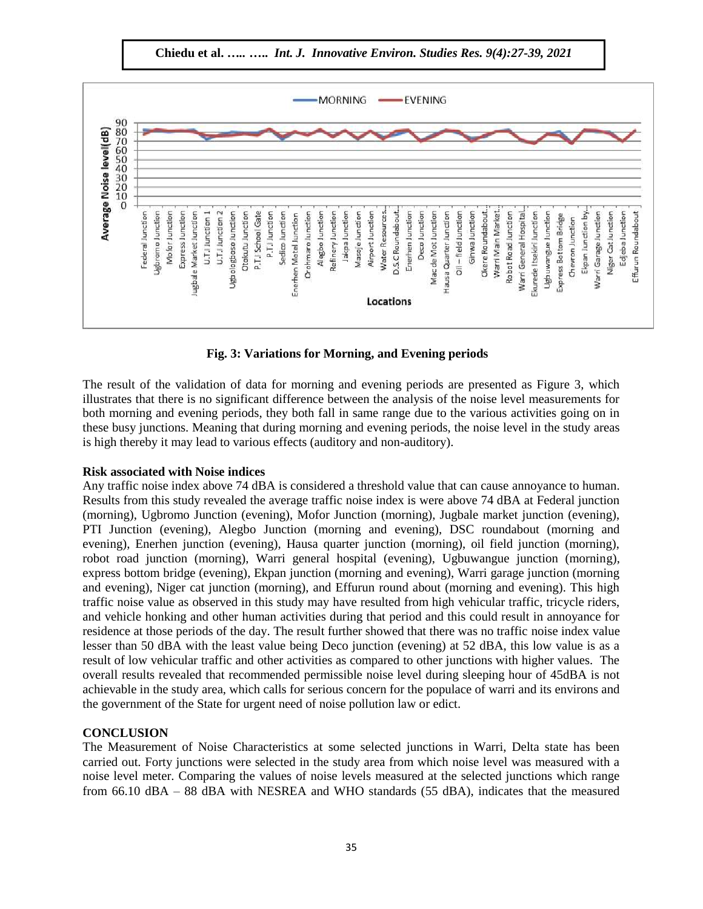**Fig. 3: Variations for Morning, and Evening periods**

The result of the validation of data for morning and evening periods are presented as Figure 3, which illustrates that there is no significant difference between the analysis of the noise level measurements for both morning and evening periods, they both fall in same range due to the various activities going on in these busy junctions. Meaning that during morning and evening periods, the noise level in the study areas is high thereby it may lead to various effects (auditory and non-auditory).

**Risk associated with Noise indices**

Any traffic noise index above 74 dBA is considered a threshold value that can cause annoyance to human. Results from this study revealed the average traffic noise index is were above 74 dBA at Federal junction (morning), Ugbromo Junction (evening), Mofor Junction (morning), Jugbale market junction (evening), PTI Junction (evening), Alegbo Junction (morning and evening), DSC roundabout (morning and evening), Enerhen junction (evening), Hausa quarter junction (morning), oil field junction (morning), robot road junction (morning), Warri general hospital (evening), Ugbuwangue junction (morning), express bottom bridge (evening), Ekpan junction (morning and evening), Warri garage junction (morning and evening), Niger cat junction (morning), and Effurun round about (morning and evening). This high traffic noise value as observed in this study may have resulted from high vehicular traffic, tricycle riders, and vehicle honking and other human activities during that period and this could result in annoyance for residence at those periods of the day. The result further showed that there was no traffic noise index value lesser than 50 dBA with the least value being Deco junction (evening) at 52 dBA, this low value is as a result of low vehicular traffic and other activities as compared to other junctions with higher values. The overall results revealed that recommended permissible noise level during sleeping hour of 45dBA is not achievable in the study area, which calls for serious concern for the populace of warri and its environs and the government of the State for urgent need of noise pollution law or edict.

**CONCLUSION**

The Measurement of Noise Characteristics at some selected junctions in Warri, Delta state has been carried out. Forty junctions were selected in the study area from which noise level was measured with a noise level meter. Comparing the values of noise levels measured at the selected junctions which range from 66.10 dBA – 88 dBA with NESREA and WHO standards (55 dBA), indicates that the measured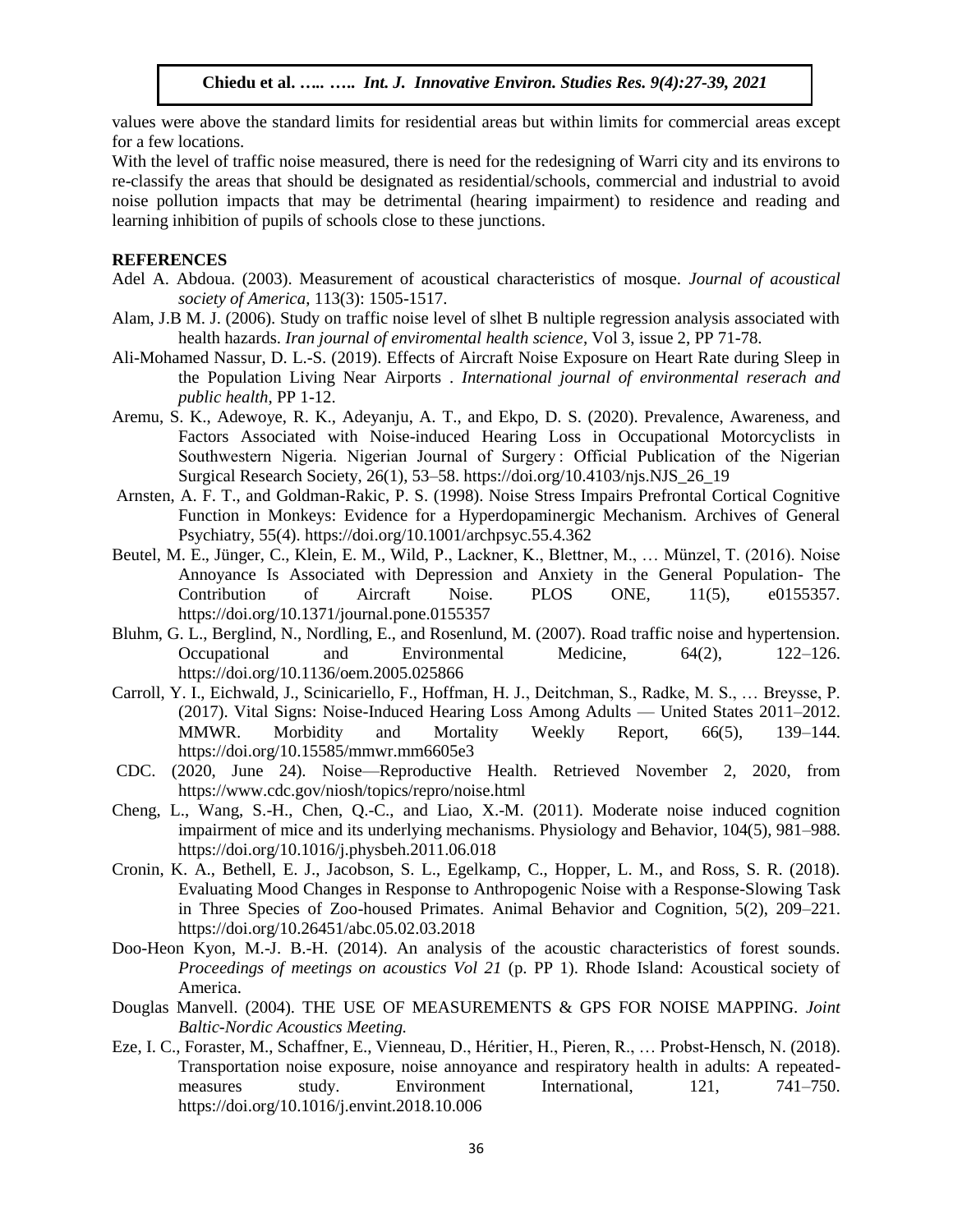values were above the standard limits for residential areas but within limits for commercial areas except for a few locations.

With the level of traffic noise measured, there is need for the redesigning of Warri city and its environs to re-classify the areas that should be designated as residential/schools, commercial and industrial to avoid noise pollution impacts that may be detrimental (hearing impairment) to residence and reading and learning inhibition of pupils of schools close to these junctions.

## REFERENCES

Adel A. Abdoua. (2003). Measurement of acoustical characteristics of mosque. *Journal of acoustical society of America*, 113(3): 1505-1517.

Alam, J.B M. J. (2006). Study on traffic noise level of slhet B nultiple regression analysis associated with health hazards. *Iran journal of enviromental health science*, Vol 3, issue 2, PP 71-78.

Ali-Mohamed Nassur, D. L.-S. (2019). Effects of Aircraft Noise Exposure on Heart Rate during Sleep in the Population Living Near Airports . *International journal of environmental reserach and public health*, PP 1-12.

Aremu, S. K., Adewoye, R. K., Adeyanju, A. T., and Ekpo, D. S. (2020). Prevalence, Awareness, and Factors Associated with Noise-induced Hearing Loss in Occupational Motorcyclists in Southwestern Nigeria. Nigerian Journal of Surgery : Official Publication of the Nigerian Surgical Research Society, 26(1), 53–58. https://doi.org/10.4103/njs.NJS_26_19

Arnsten, A. F. T., and Goldman-Rakic, P. S. (1998). Noise Stress Impairs Prefrontal Cortical Cognitive Function in Monkeys: Evidence for a Hyperdopaminergic Mechanism. Archives of General Psychiatry, 55(4). https://doi.org/10.1001/archpsyc.55.4.362

Beutel, M. E., Jünger, C., Klein, E. M., Wild, P., Lackner, K., Blettner, M., … Münzel, T. (2016). Noise Annoyance Is Associated with Depression and Anxiety in the General Population- The Contribution of Aircraft Noise. PLOS ONE, 11(5), e0155357. https://doi.org/10.1371/journal.pone.0155357

Bluhm, G. L., Berglind, N., Nordling, E., and Rosenlund, M. (2007). Road traffic noise and hypertension. Occupational and Environmental Medicine, 64(2), 122–126. https://doi.org/10.1136/oem.2005.025866

Carroll, Y. I., Eichwald, J., Scinicariello, F., Hoffman, H. J., Deitchman, S., Radke, M. S., … Breysse, P. (2017). Vital Signs: Noise-Induced Hearing Loss Among Adults — United States 2011–2012. MMWR. Morbidity and Mortality Weekly Report, 66(5), 139–144. https://doi.org/10.15585/mmwr.mm6605e3

CDC. (2020, June 24). Noise—Reproductive Health. Retrieved November 2, 2020, from https://www.cdc.gov/niosh/topics/repro/noise.html

Cheng, L., Wang, S.-H., Chen, Q.-C., and Liao, X.-M. (2011). Moderate noise induced cognition impairment of mice and its underlying mechanisms. Physiology and Behavior, 104(5), 981–988. https://doi.org/10.1016/j.physbeh.2011.06.018

Cronin, K. A., Bethell, E. J., Jacobson, S. L., Egelkamp, C., Hopper, L. M., and Ross, S. R. (2018). Evaluating Mood Changes in Response to Anthropogenic Noise with a Response-Slowing Task in Three Species of Zoo-housed Primates. Animal Behavior and Cognition, 5(2), 209–221. https://doi.org/10.26451/abc.05.02.03.2018

Doo-Heon Kyon, M.-J. B.-H. (2014). An analysis of the acoustic characteristics of forest sounds. *Proceedings of meetings on acoustics Vol 21* (p. PP 1). Rhode Island: Acoustical society of America.

Douglas Manvell. (2004). THE USE OF MEASUREMENTS & GPS FOR NOISE MAPPING. *Joint Baltic-Nordic Acoustics Meeting.*

Eze, I. C., Foraster, M., Schaffner, E., Vienneau, D., Héritier, H., Pieren, R., … Probst-Hensch, N. (2018). Transportation noise exposure, noise annoyance and respiratory health in adults: A repeated-measures study. Environment International, 121, 741–750. https://doi.org/10.1016/j.envint.2018.10.006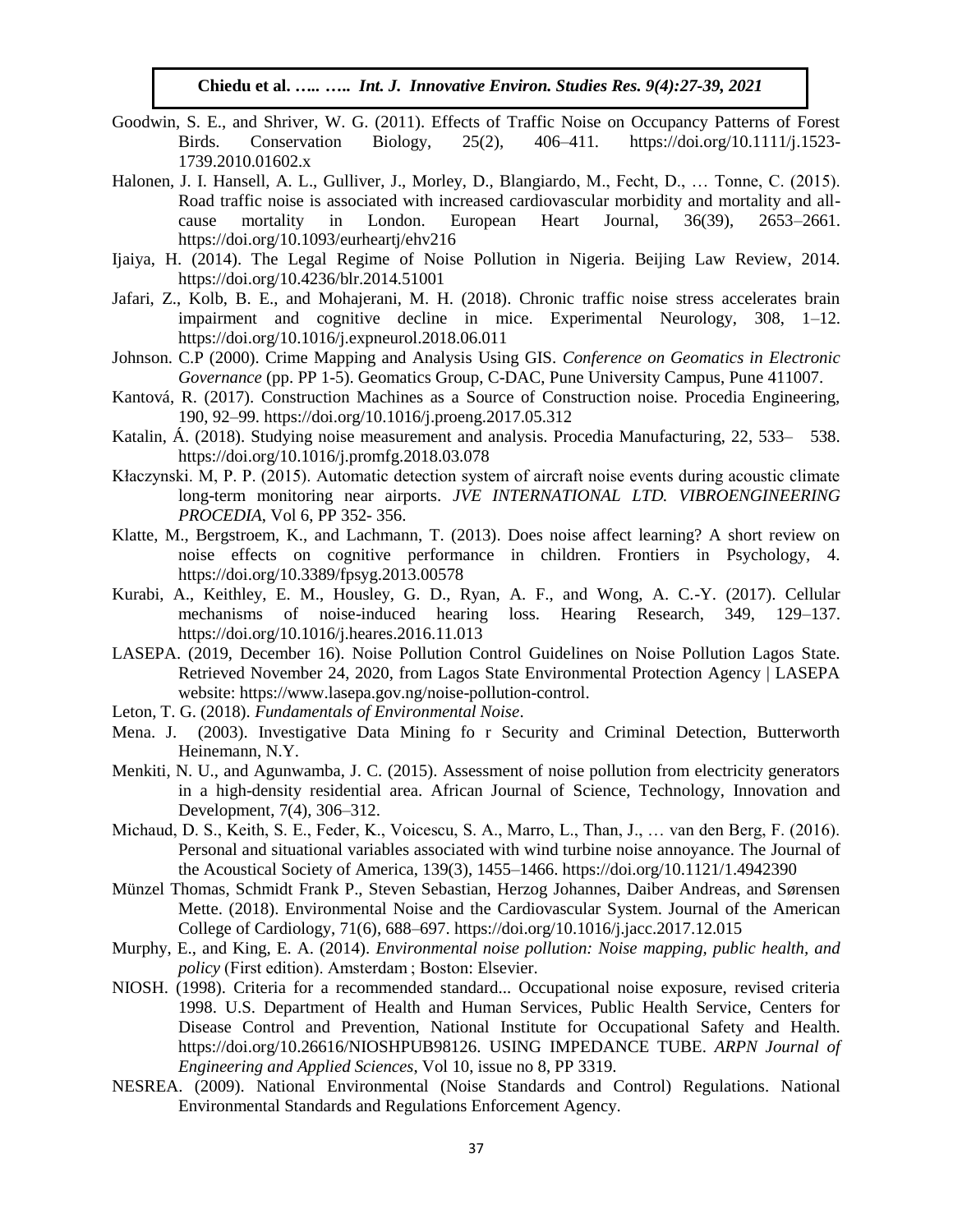Goodwin, S. E., and Shriver, W. G. (2011). Effects of Traffic Noise on Occupancy Patterns of Forest Birds. Conservation Biology, 25(2), 406–411. https://doi.org/10.1111/j.1523-1739.2010.01602.x

Halonen, J. I. Hansell, A. L., Gulliver, J., Morley, D., Blangiardo, M., Fecht, D., … Tonne, C. (2015). Road traffic noise is associated with increased cardiovascular morbidity and mortality and all-cause mortality in London. European Heart Journal, 36(39), 2653–2661. https://doi.org/10.1093/eurheartj/ehv216

Ijaiya, H. (2014). The Legal Regime of Noise Pollution in Nigeria. Beijing Law Review, 2014. https://doi.org/10.4236/blr.2014.51001

Jafari, Z., Kolb, B. E., and Mohajerani, M. H. (2018). Chronic traffic noise stress accelerates brain impairment and cognitive decline in mice. Experimental Neurology, 308, 1–12. https://doi.org/10.1016/j.expneurol.2018.06.011

Johnson. C.P (2000). Crime Mapping and Analysis Using GIS. *Conference on Geomatics in Electronic Governance* (pp. PP 1-5). Geomatics Group, C-DAC, Pune University Campus, Pune 411007.

Kantová, R. (2017). Construction Machines as a Source of Construction noise. Procedia Engineering, 190, 92–99. https://doi.org/10.1016/j.proeng.2017.05.312

Katalin, Á. (2018). Studying noise measurement and analysis. Procedia Manufacturing, 22, 533– 538. https://doi.org/10.1016/j.promfg.2018.03.078

Kłaczynski. M, P. P. (2015). Automatic detection system of aircraft noise events during acoustic climate long-term monitoring near airports. *JVE INTERNATIONAL LTD. VIBROENGINEERING PROCEDIA*, Vol 6, PP 352- 356.

Klatte, M., Bergstroem, K., and Lachmann, T. (2013). Does noise affect learning? A short review on noise effects on cognitive performance in children. Frontiers in Psychology, 4. https://doi.org/10.3389/fpsyg.2013.00578

Kurabi, A., Keithley, E. M., Housley, G. D., Ryan, A. F., and Wong, A. C.-Y. (2017). Cellular mechanisms of noise-induced hearing loss. Hearing Research, 349, 129–137. https://doi.org/10.1016/j.heares.2016.11.013

LASEPA. (2019, December 16). Noise Pollution Control Guidelines on Noise Pollution Lagos State. Retrieved November 24, 2020, from Lagos State Environmental Protection Agency | LASEPA website: https://www.lasepa.gov.ng/noise-pollution-control.

Leton, T. G. (2018). *Fundamentals of Environmental Noise*.

Mena. J. (2003). Investigative Data Mining fo r Security and Criminal Detection, Butterworth Heinemann, N.Y.

Menkiti, N. U., and Agunwamba, J. C. (2015). Assessment of noise pollution from electricity generators in a high-density residential area. African Journal of Science, Technology, Innovation and Development, 7(4), 306–312.

Michaud, D. S., Keith, S. E., Feder, K., Voicescu, S. A., Marro, L., Than, J., … van den Berg, F. (2016). Personal and situational variables associated with wind turbine noise annoyance. The Journal of the Acoustical Society of America, 139(3), 1455–1466. https://doi.org/10.1121/1.4942390

Münzel Thomas, Schmidt Frank P., Steven Sebastian, Herzog Johannes, Daiber Andreas, and Sørensen Mette. (2018). Environmental Noise and the Cardiovascular System. Journal of the American College of Cardiology, 71(6), 688–697. https://doi.org/10.1016/j.jacc.2017.12.015

Murphy, E., and King, E. A. (2014). *Environmental noise pollution: Noise mapping, public health, and policy* (First edition). Amsterdam ; Boston: Elsevier.

NIOSH. (1998). Criteria for a recommended standard... Occupational noise exposure, revised criteria 1998. U.S. Department of Health and Human Services, Public Health Service, Centers for Disease Control and Prevention, National Institute for Occupational Safety and Health. https://doi.org/10.26616/NIOSHPUB98126. USING IMPEDANCE TUBE. *ARPN Journal of Engineering and Applied Sciences*, Vol 10, issue no 8, PP 3319.

NESREA. (2009). National Environmental (Noise Standards and Control) Regulations. National Environmental Standards and Regulations Enforcement Agency.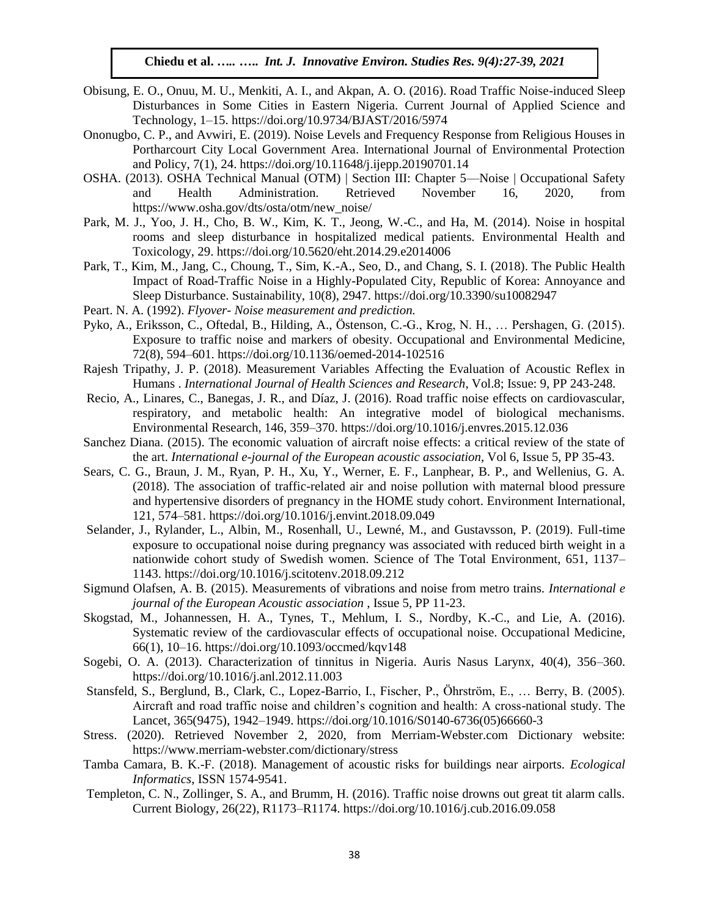Obisung, E. O., Onuu, M. U., Menkiti, A. I., and Akpan, A. O. (2016). Road Traffic Noise-induced Sleep Disturbances in Some Cities in Eastern Nigeria. Current Journal of Applied Science and Technology, 1–15. https://doi.org/10.9734/BJAST/2016/5974

Ononugbo, C. P., and Avwiri, E. (2019). Noise Levels and Frequency Response from Religious Houses in Portharcourt City Local Government Area. International Journal of Environmental Protection and Policy, 7(1), 24. https://doi.org/10.11648/j.ijepp.20190701.14

OSHA. (2013). OSHA Technical Manual (OTM) | Section III: Chapter 5—Noise | Occupational Safety and Health Administration. Retrieved November 16, 2020, from https://www.osha.gov/dts/osta/otm/new_noise/

Park, M. J., Yoo, J. H., Cho, B. W., Kim, K. T., Jeong, W.-C., and Ha, M. (2014). Noise in hospital rooms and sleep disturbance in hospitalized medical patients. Environmental Health and Toxicology, 29. https://doi.org/10.5620/eht.2014.29.e2014006

Park, T., Kim, M., Jang, C., Choung, T., Sim, K.-A., Seo, D., and Chang, S. I. (2018). The Public Health Impact of Road-Traffic Noise in a Highly-Populated City, Republic of Korea: Annoyance and Sleep Disturbance. Sustainability, 10(8), 2947. https://doi.org/10.3390/su10082947

Peart. N. A. (1992). *Flyover- Noise measurement and prediction.*

Pyko, A., Eriksson, C., Oftedal, B., Hilding, A., Östenson, C.-G., Krog, N. H., … Pershagen, G. (2015). Exposure to traffic noise and markers of obesity. Occupational and Environmental Medicine, 72(8), 594–601. https://doi.org/10.1136/oemed-2014-102516

Rajesh Tripathy, J. P. (2018). Measurement Variables Affecting the Evaluation of Acoustic Reflex in Humans . *International Journal of Health Sciences and Research*, Vol.8; Issue: 9, PP 243-248.

Recio, A., Linares, C., Banegas, J. R., and Díaz, J. (2016). Road traffic noise effects on cardiovascular, respiratory, and metabolic health: An integrative model of biological mechanisms. Environmental Research, 146, 359–370. https://doi.org/10.1016/j.envres.2015.12.036

Sanchez Diana. (2015). The economic valuation of aircraft noise effects: a critical review of the state of the art. *International e-journal of the European acoustic association*, Vol 6, Issue 5, PP 35-43.

Sears, C. G., Braun, J. M., Ryan, P. H., Xu, Y., Werner, E. F., Lanphear, B. P., and Wellenius, G. A. (2018). The association of traffic-related air and noise pollution with maternal blood pressure and hypertensive disorders of pregnancy in the HOME study cohort. Environment International, 121, 574–581. https://doi.org/10.1016/j.envint.2018.09.049

Selander, J., Rylander, L., Albin, M., Rosenhall, U., Lewné, M., and Gustavsson, P. (2019). Full-time exposure to occupational noise during pregnancy was associated with reduced birth weight in a nationwide cohort study of Swedish women. Science of The Total Environment, 651, 1137–1143. https://doi.org/10.1016/j.scitotenv.2018.09.212

Sigmund Olafsen, A. B. (2015). Measurements of vibrations and noise from metro trains. *International e journal of the European Acoustic association* , Issue 5, PP 11-23.

Skogstad, M., Johannessen, H. A., Tynes, T., Mehlum, I. S., Nordby, K.-C., and Lie, A. (2016). Systematic review of the cardiovascular effects of occupational noise. Occupational Medicine, 66(1), 10–16. https://doi.org/10.1093/occmed/kqv148

Sogebi, O. A. (2013). Characterization of tinnitus in Nigeria. Auris Nasus Larynx, 40(4), 356–360. https://doi.org/10.1016/j.anl.2012.11.003

Stansfeld, S., Berglund, B., Clark, C., Lopez-Barrio, I., Fischer, P., Öhrström, E., … Berry, B. (2005). Aircraft and road traffic noise and children's cognition and health: A cross-national study. The Lancet, 365(9475), 1942–1949. https://doi.org/10.1016/S0140-6736(05)66660-3

Stress. (2020). Retrieved November 2, 2020, from Merriam-Webster.com Dictionary website: https://www.merriam-webster.com/dictionary/stress

Tamba Camara, B. K.-F. (2018). Management of acoustic risks for buildings near airports. *Ecological Informatics*, ISSN 1574-9541.

Templeton, C. N., Zollinger, S. A., and Brumm, H. (2016). Traffic noise drowns out great tit alarm calls. Current Biology, 26(22), R1173–R1174. https://doi.org/10.1016/j.cub.2016.09.058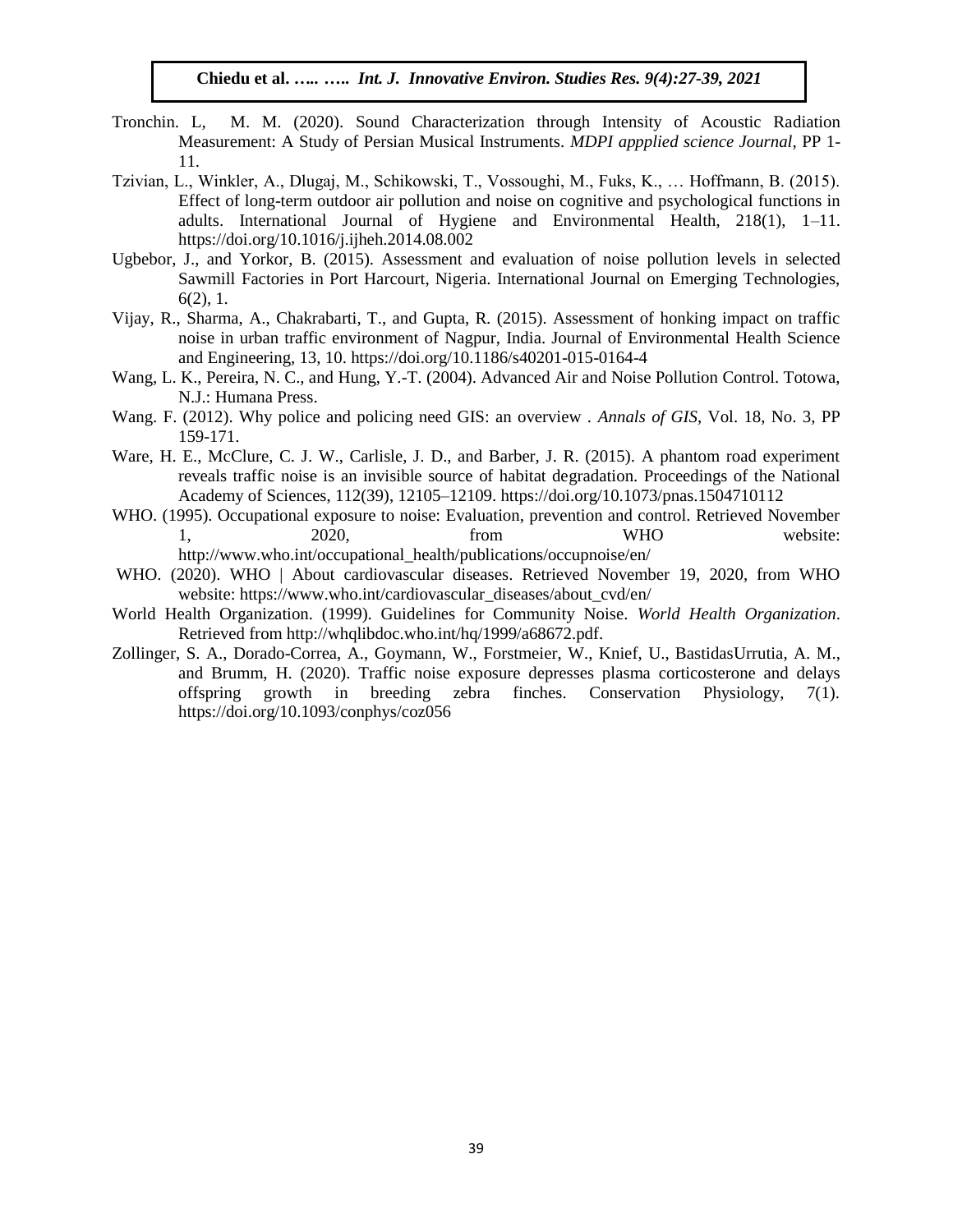Tronchin. L, M. M. (2020). Sound Characterization through Intensity of Acoustic Radiation Measurement: A Study of Persian Musical Instruments. *MDPI appplied science Journal*, PP 1-11.

Tzivian, L., Winkler, A., Dlugaj, M., Schikowski, T., Vossoughi, M., Fuks, K., … Hoffmann, B. (2015). Effect of long-term outdoor air pollution and noise on cognitive and psychological functions in adults. International Journal of Hygiene and Environmental Health, 218(1), 1–11. https://doi.org/10.1016/j.ijheh.2014.08.002

Ugbebor, J., and Yorkor, B. (2015). Assessment and evaluation of noise pollution levels in selected Sawmill Factories in Port Harcourt, Nigeria. International Journal on Emerging Technologies, 6(2), 1.

Vijay, R., Sharma, A., Chakrabarti, T., and Gupta, R. (2015). Assessment of honking impact on traffic noise in urban traffic environment of Nagpur, India. Journal of Environmental Health Science and Engineering, 13, 10. https://doi.org/10.1186/s40201-015-0164-4

Wang, L. K., Pereira, N. C., and Hung, Y.-T. (2004). Advanced Air and Noise Pollution Control. Totowa, N.J.: Humana Press.

Wang. F. (2012). Why police and policing need GIS: an overview . *Annals of GIS*, Vol. 18, No. 3, PP 159-171.

Ware, H. E., McClure, C. J. W., Carlisle, J. D., and Barber, J. R. (2015). A phantom road experiment reveals traffic noise is an invisible source of habitat degradation. Proceedings of the National Academy of Sciences, 112(39), 12105–12109. https://doi.org/10.1073/pnas.1504710112

WHO. (1995). Occupational exposure to noise: Evaluation, prevention and control. Retrieved November 1, 2020, from WHO website: http://www.who.int/occupational_health/publications/occupnoise/en/

WHO. (2020). WHO | About cardiovascular diseases. Retrieved November 19, 2020, from WHO website: https://www.who.int/cardiovascular_diseases/about_cvd/en/

World Health Organization. (1999). Guidelines for Community Noise. *World Health Organization*. Retrieved from http://whqlibdoc.who.int/hq/1999/a68672.pdf.

Zollinger, S. A., Dorado-Correa, A., Goymann, W., Forstmeier, W., Knief, U., BastidasUrrutia, A. M., and Brumm, H. (2020). Traffic noise exposure depresses plasma corticosterone and delays offspring growth in breeding zebra finches. Conservation Physiology, 7(1). https://doi.org/10.1093/conphys/coz056